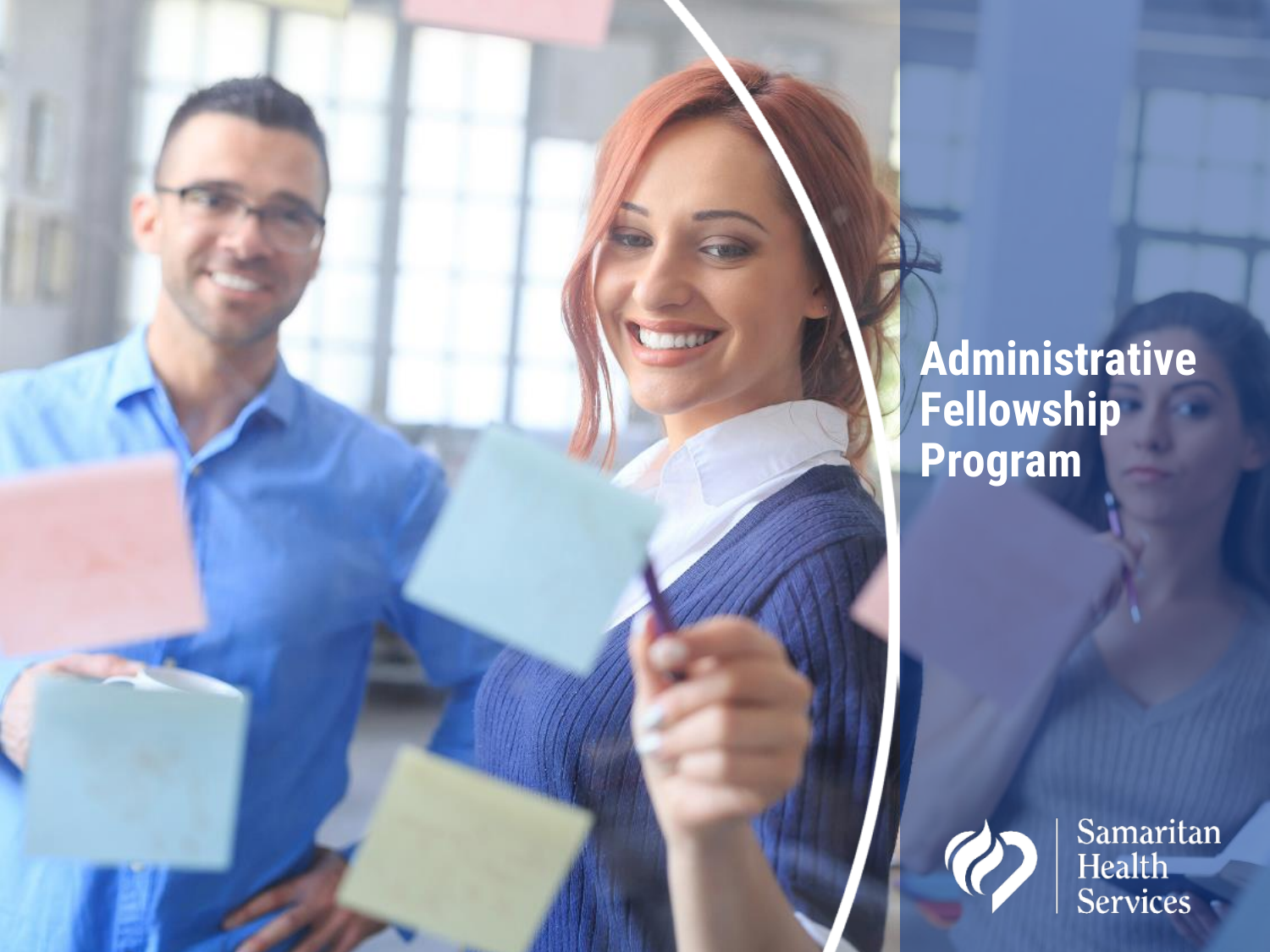# Administrative Fellowship Program

Samaritan Health Services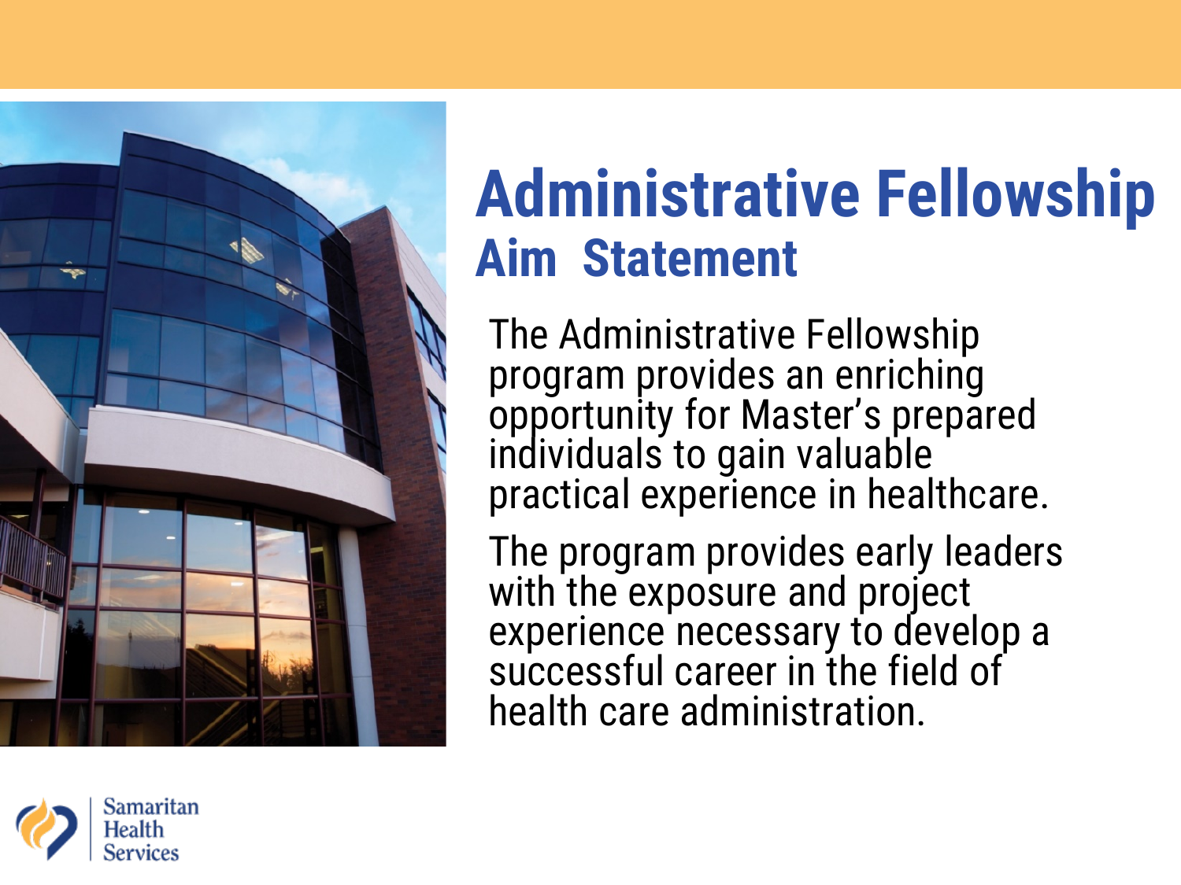# Administrative Fellowship

## Aim Statement

The Administrative Fellowship program provides an enriching opportunity for Master's prepared individuals to gain valuable practical experience in healthcare.

The program provides early leaders with the exposure and project experience necessary to develop a successful career in the field of health care administration.

Samaritan Health Services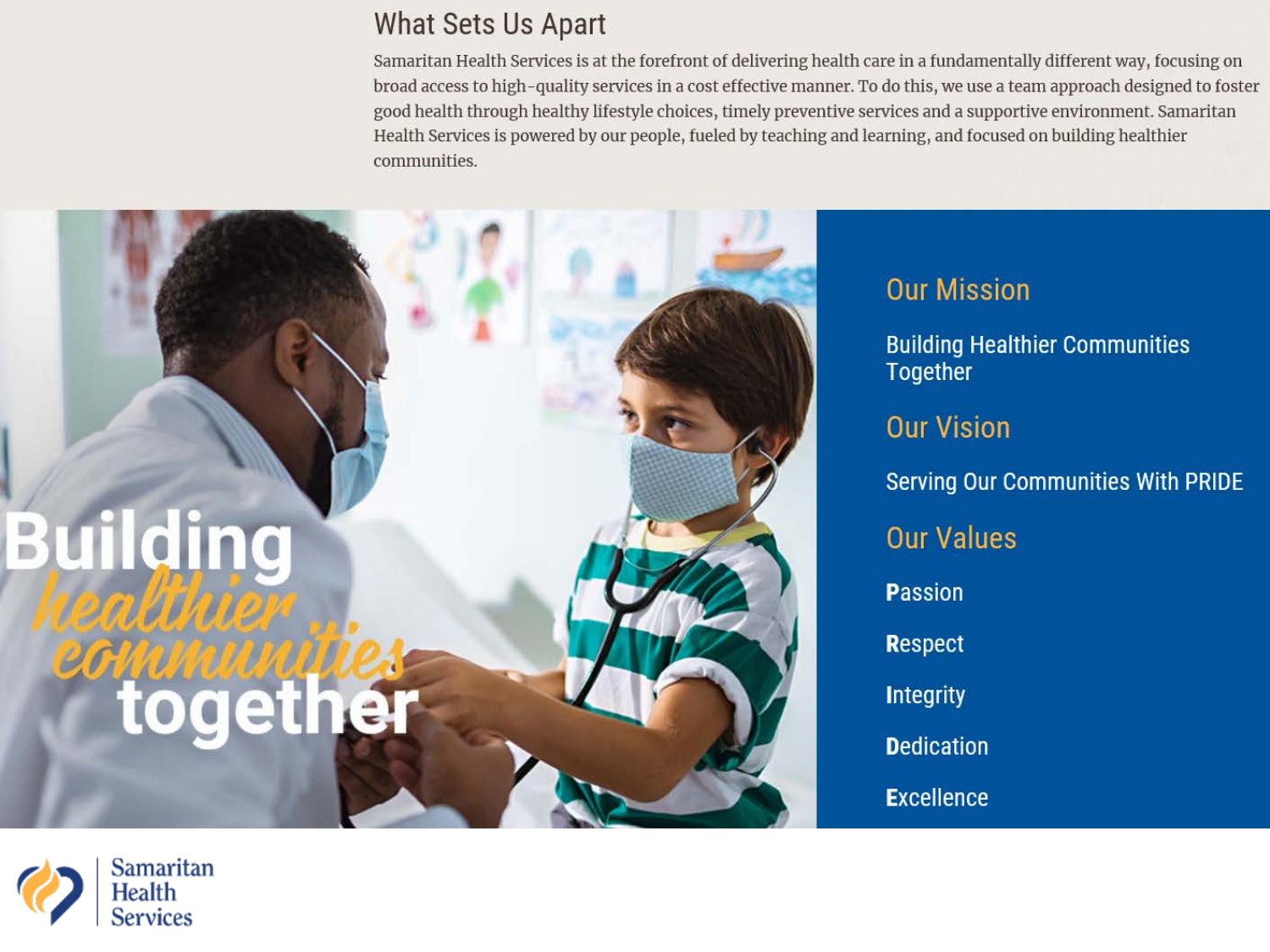## What Sets Us Apart

Samaritan Health Services is at the forefront of delivering health care in a fundamentally different way, focusing on broad access to high-quality services in a cost effective manner. To do this, we use a team approach designed to foster good health through healthy lifestyle choices, timely preventive services and a supportive environment. Samaritan Health Services is powered by our people, fueled by teaching and learning, and focused on building healthier communities.

Building *healthier communities* together

### Our Mission

Building Healthier Communities Together

### Our Vision

Serving Our Communities With PRIDE

### Our Values

**P**assion

**R**espect

**I**ntegrity

**D**edication

**E**xcellence

Samaritan Health Services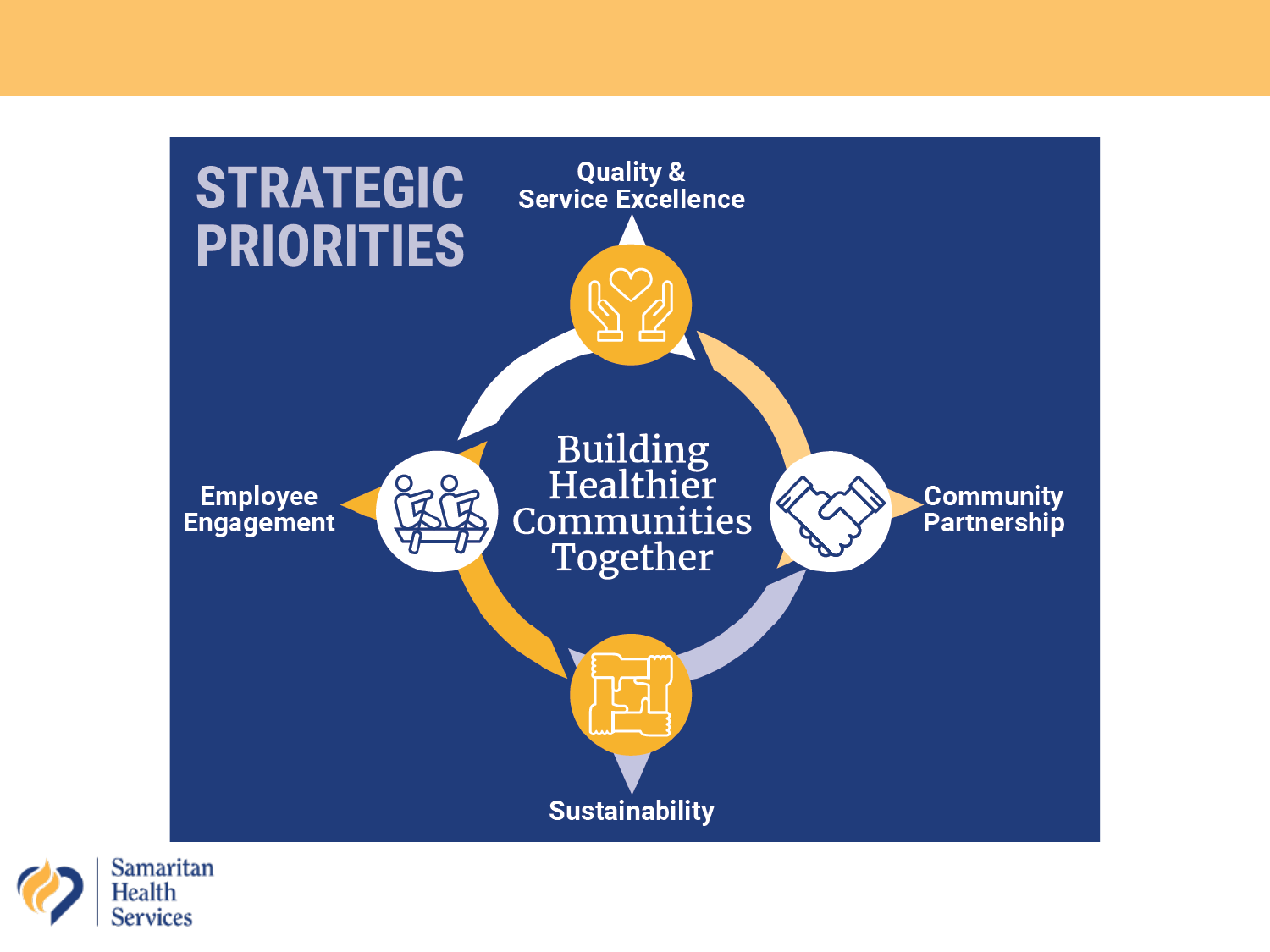# STRATEGIC PRIORITIES

Building Healthier Communities Together

- Quality & Service Excellence
- Community Partnership
- Sustainability
- Employee Engagement

Samaritan Health Services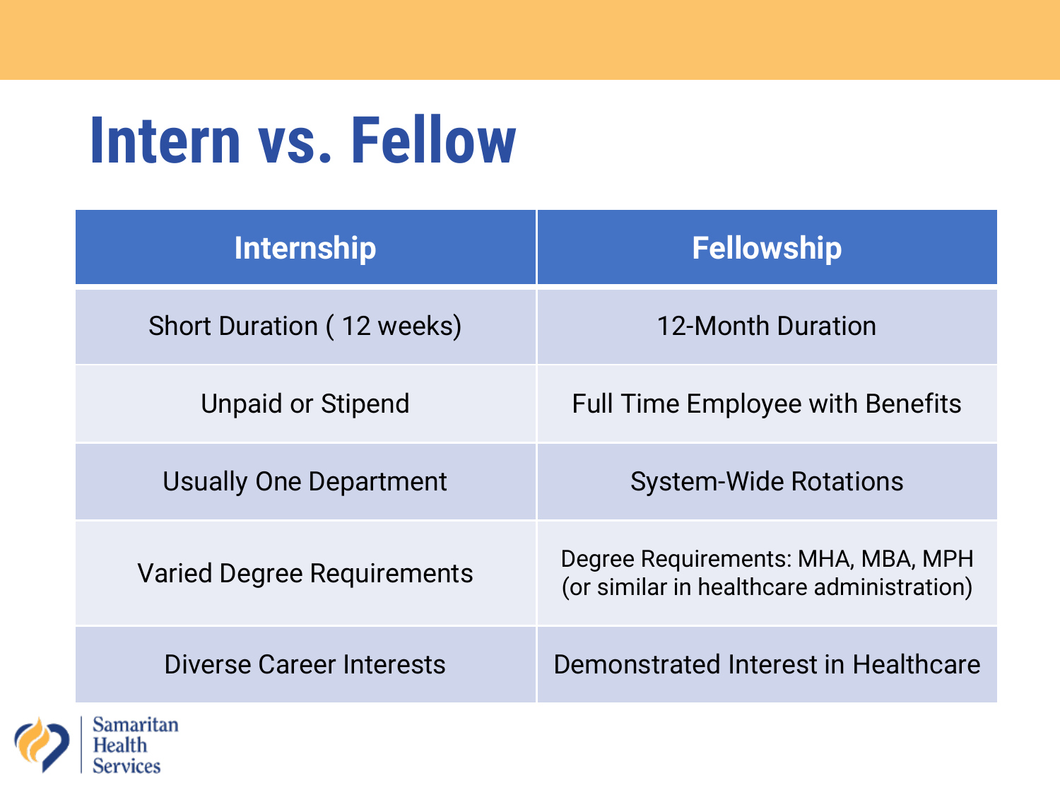# Intern vs. Fellow

| Internship | Fellowship |
| --- | --- |
| Short Duration ( 12 weeks) | 12-Month Duration |
| Unpaid or Stipend | Full Time Employee with Benefits |
| Usually One Department | System-Wide Rotations |
| Varied Degree Requirements | Degree Requirements: MHA, MBA, MPH (or similar in healthcare administration) |
| Diverse Career Interests | Demonstrated Interest in Healthcare |

Samaritan Health Services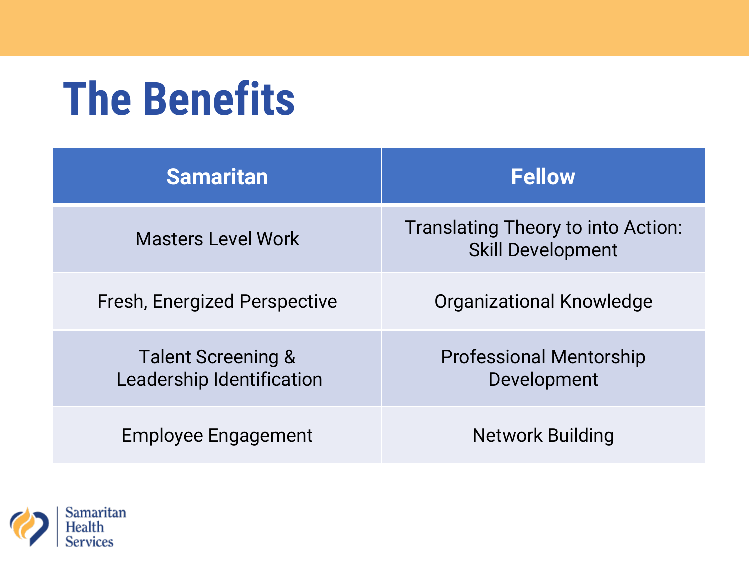# The Benefits

| Samaritan | Fellow |
| --- | --- |
| Masters Level Work | Translating Theory to into Action: Skill Development |
| Fresh, Energized Perspective | Organizational Knowledge |
| Talent Screening & Leadership Identification | Professional Mentorship Development |
| Employee Engagement | Network Building |

Samaritan Health Services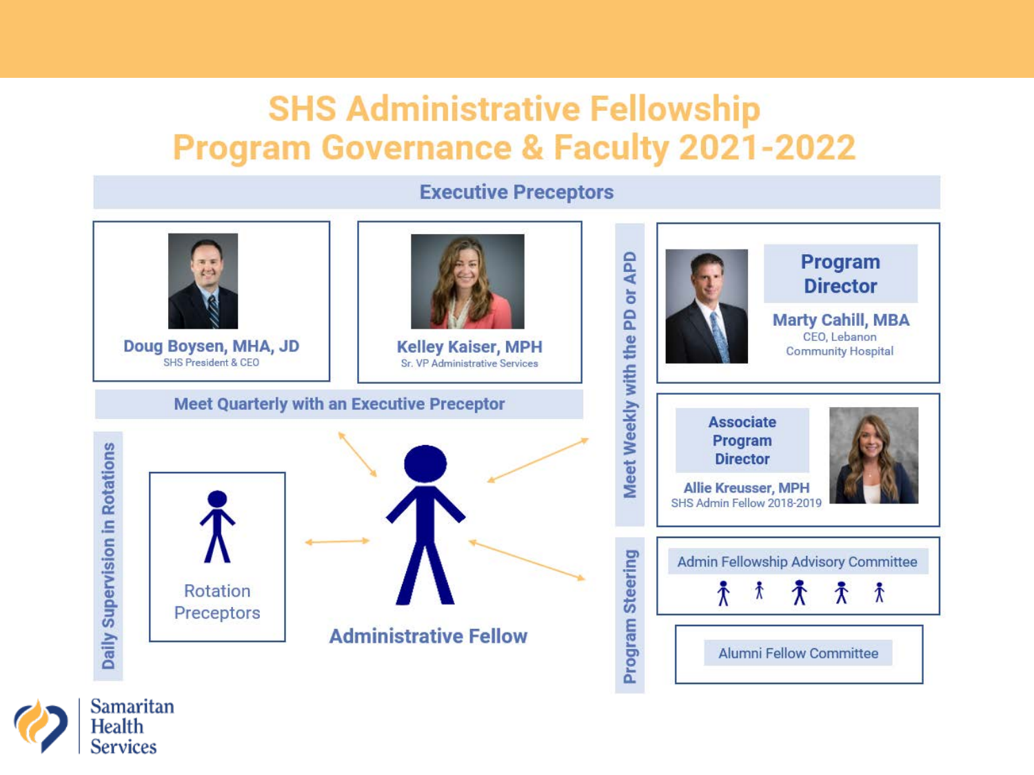# SHS Administrative Fellowship Program Governance & Faculty 2021-2022

## Executive Preceptors

**Doug Boysen, MHA, JD**
SHS President & CEO

**Kelley Kaiser, MPH**
Sr. VP Administrative Services

**Meet Quarterly with an Executive Preceptor**

**Meet Weekly with the PD or APD**

**Program Director**
**Marty Cahill, MBA**
CEO, Lebanon Community Hospital

**Associate Program Director**
**Allie Kreusser, MPH**
SHS Admin Fellow 2018-2019

**Daily Supervision in Rotations**

Rotation Preceptors

**Administrative Fellow**

**Program Steering**

Admin Fellowship Advisory Committee

Alumni Fellow Committee

Samaritan Health Services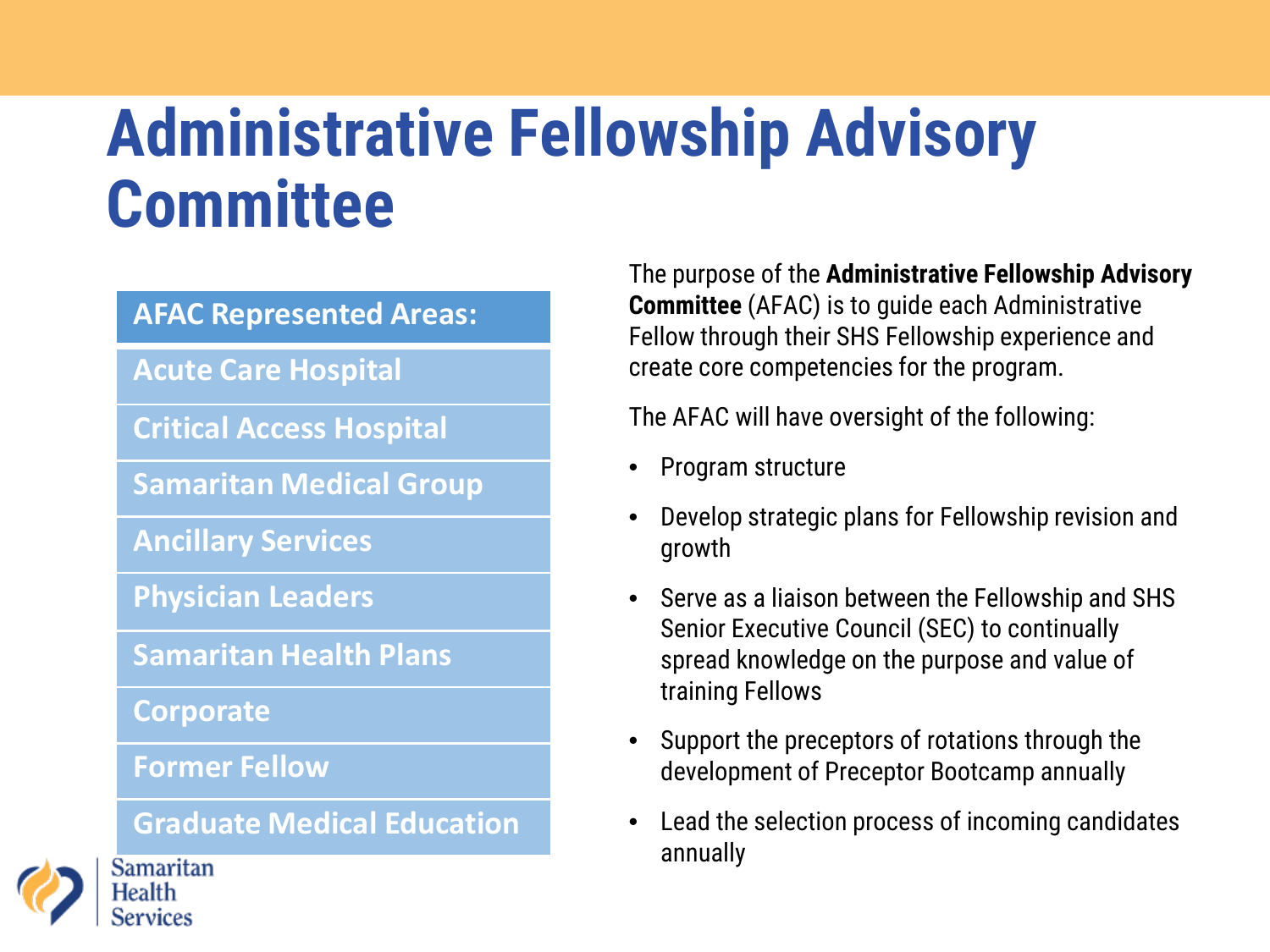# Administrative Fellowship Advisory Committee

| AFAC Represented Areas: |
| --- |
| Acute Care Hospital |
| Critical Access Hospital |
| Samaritan Medical Group |
| Ancillary Services |
| Physician Leaders |
| Samaritan Health Plans |
| Corporate |
| Former Fellow |
| Graduate Medical Education |

The purpose of the **Administrative Fellowship Advisory Committee** (AFAC) is to guide each Administrative Fellow through their SHS Fellowship experience and create core competencies for the program.

The AFAC will have oversight of the following:

- Program structure
- Develop strategic plans for Fellowship revision and growth
- Serve as a liaison between the Fellowship and SHS Senior Executive Council (SEC) to continually spread knowledge on the purpose and value of training Fellows
- Support the preceptors of rotations through the development of Preceptor Bootcamp annually
- Lead the selection process of incoming candidates annually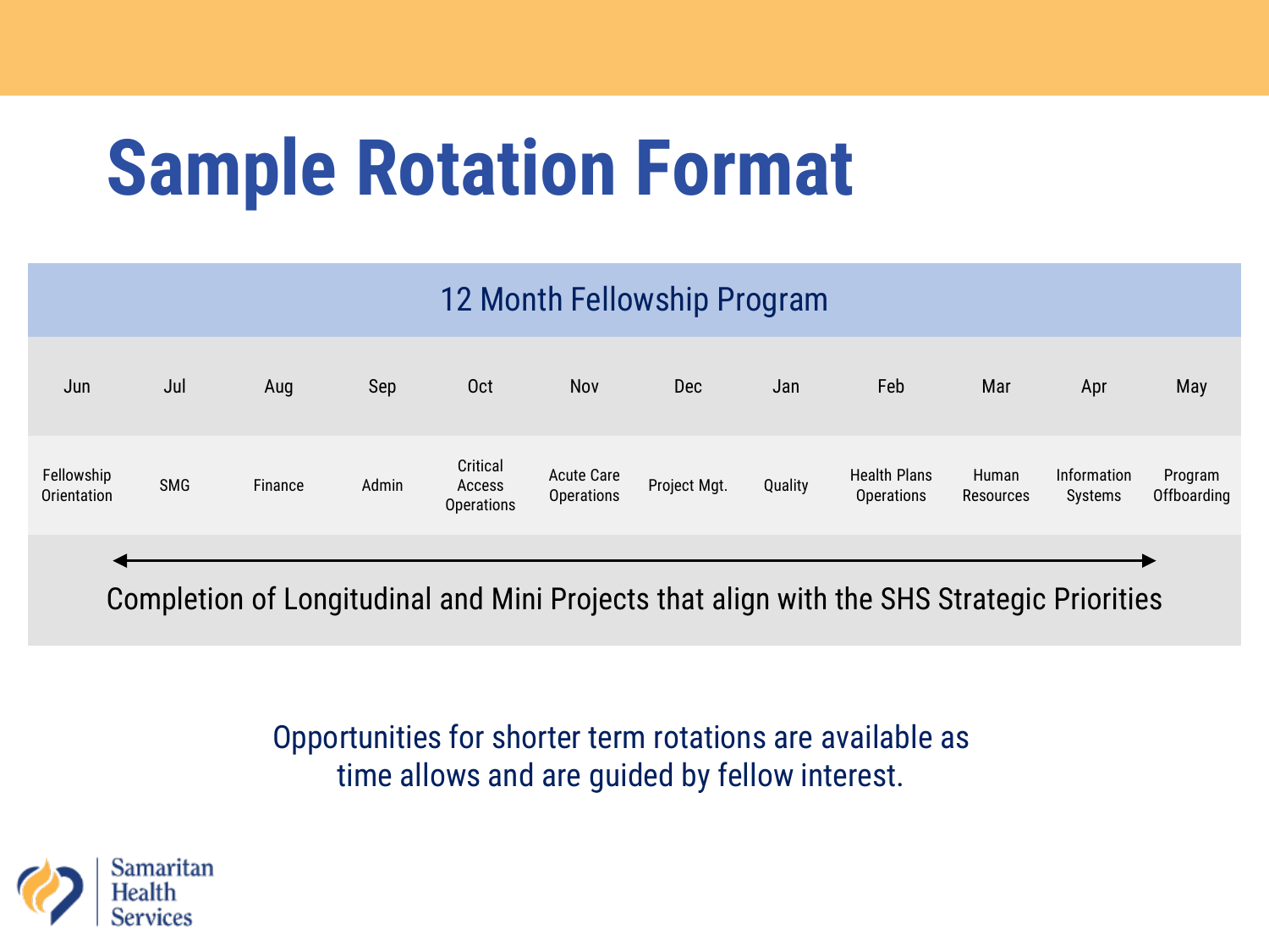# Sample Rotation Format

| 12 Month Fellowship Program | | | | | | | | | | | |
|---|---|---|---|---|---|---|---|---|---|---|---|
| Jun | Jul | Aug | Sep | Oct | Nov | Dec | Jan | Feb | Mar | Apr | May |
| Fellowship Orientation | SMG | Finance | Admin | Critical Access Operations | Acute Care Operations | Project Mgt. | Quality | Health Plans Operations | Human Resources | Information Systems | Program Offboarding |
| Completion of Longitudinal and Mini Projects that align with the SHS Strategic Priorities | | | | | | | | | | | |

Opportunities for shorter term rotations are available as time allows and are guided by fellow interest.

Samaritan Health Services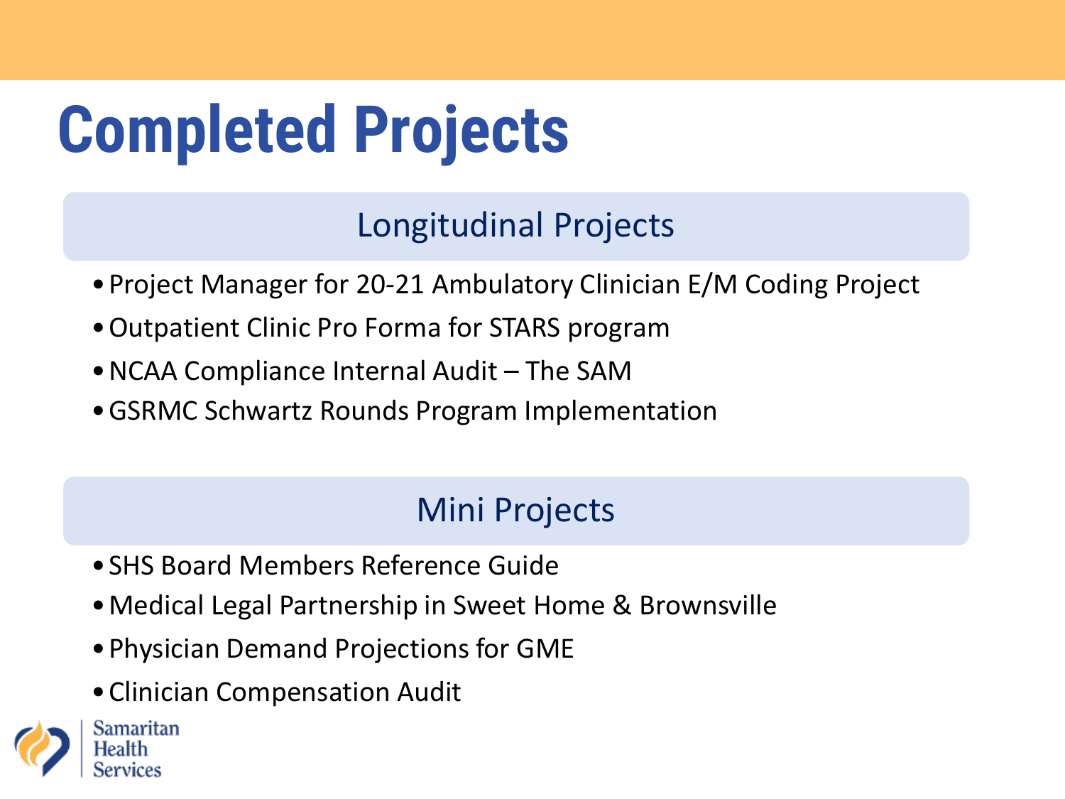# Completed Projects

## Longitudinal Projects

- Project Manager for 20-21 Ambulatory Clinician E/M Coding Project
- Outpatient Clinic Pro Forma for STARS program
- NCAA Compliance Internal Audit – The SAM
- GSRMC Schwartz Rounds Program Implementation

## Mini Projects

- SHS Board Members Reference Guide
- Medical Legal Partnership in Sweet Home & Brownsville
- Physician Demand Projections for GME
- Clinician Compensation Audit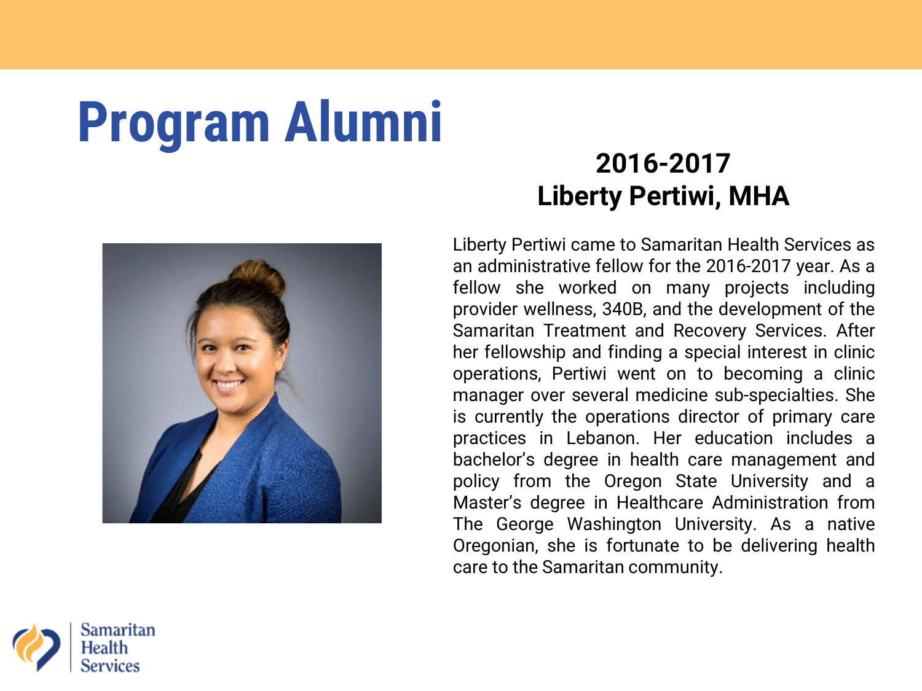# Program Alumni

## 2016-2017
## Liberty Pertiwi, MHA

Liberty Pertiwi came to Samaritan Health Services as an administrative fellow for the 2016-2017 year. As a fellow she worked on many projects including provider wellness, 340B, and the development of the Samaritan Treatment and Recovery Services. After her fellowship and finding a special interest in clinic operations, Pertiwi went on to becoming a clinic manager over several medicine sub-specialties. She is currently the operations director of primary care practices in Lebanon. Her education includes a bachelor's degree in health care management and policy from the Oregon State University and a Master's degree in Healthcare Administration from The George Washington University. As a native Oregonian, she is fortunate to be delivering health care to the Samaritan community.

Samaritan Health Services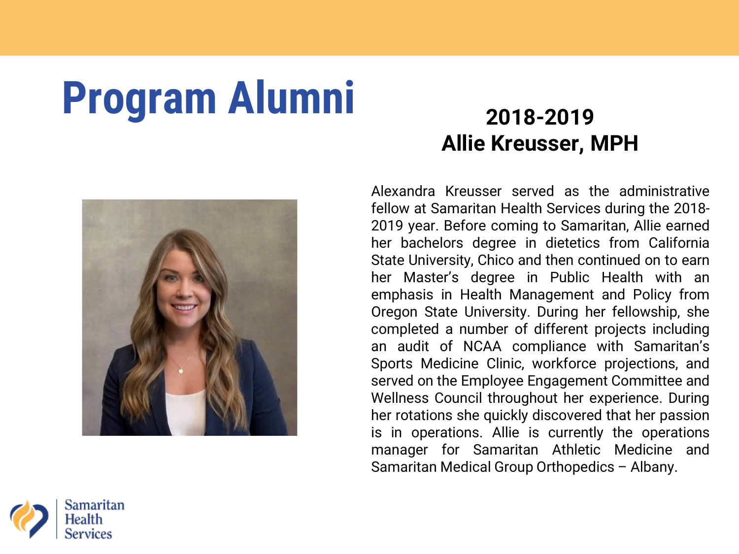# Program Alumni

## 2018-2019
## Allie Kreusser, MPH

Alexandra Kreusser served as the administrative fellow at Samaritan Health Services during the 2018-2019 year. Before coming to Samaritan, Allie earned her bachelors degree in dietetics from California State University, Chico and then continued on to earn her Master's degree in Public Health with an emphasis in Health Management and Policy from Oregon State University. During her fellowship, she completed a number of different projects including an audit of NCAA compliance with Samaritan's Sports Medicine Clinic, workforce projections, and served on the Employee Engagement Committee and Wellness Council throughout her experience. During her rotations she quickly discovered that her passion is in operations. Allie is currently the operations manager for Samaritan Athletic Medicine and Samaritan Medical Group Orthopedics – Albany.

Samaritan Health Services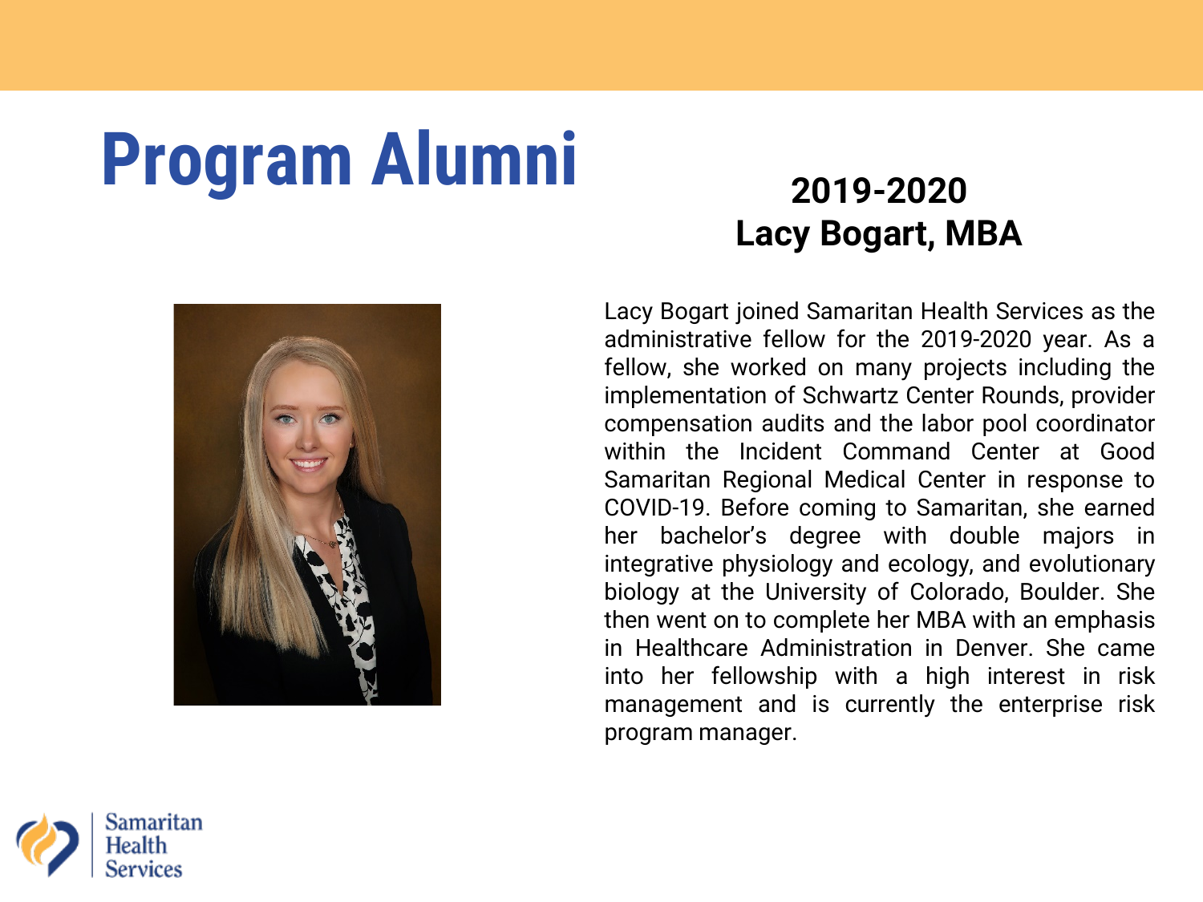# Program Alumni

## 2019-2020
## Lacy Bogart, MBA

Lacy Bogart joined Samaritan Health Services as the administrative fellow for the 2019-2020 year. As a fellow, she worked on many projects including the implementation of Schwartz Center Rounds, provider compensation audits and the labor pool coordinator within the Incident Command Center at Good Samaritan Regional Medical Center in response to COVID-19. Before coming to Samaritan, she earned her bachelor's degree with double majors in integrative physiology and ecology, and evolutionary biology at the University of Colorado, Boulder. She then went on to complete her MBA with an emphasis in Healthcare Administration in Denver. She came into her fellowship with a high interest in risk management and is currently the enterprise risk program manager.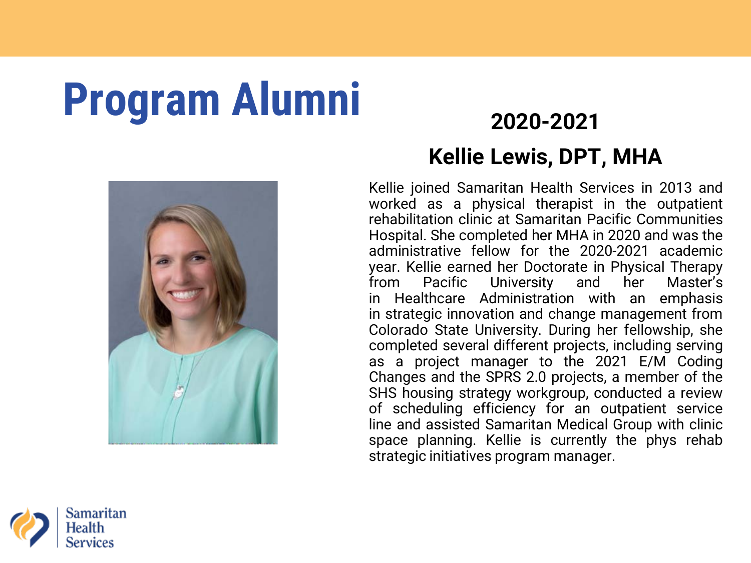# Program Alumni

## 2020-2021

## Kellie Lewis, DPT, MHA

Kellie joined Samaritan Health Services in 2013 and worked as a physical therapist in the outpatient rehabilitation clinic at Samaritan Pacific Communities Hospital. She completed her MHA in 2020 and was the administrative fellow for the 2020-2021 academic year. Kellie earned her Doctorate in Physical Therapy from Pacific University and her Master's in Healthcare Administration with an emphasis in strategic innovation and change management from Colorado State University. During her fellowship, she completed several different projects, including serving as a project manager to the 2021 E/M Coding Changes and the SPRS 2.0 projects, a member of the SHS housing strategy workgroup, conducted a review of scheduling efficiency for an outpatient service line and assisted Samaritan Medical Group with clinic space planning. Kellie is currently the phys rehab strategic initiatives program manager.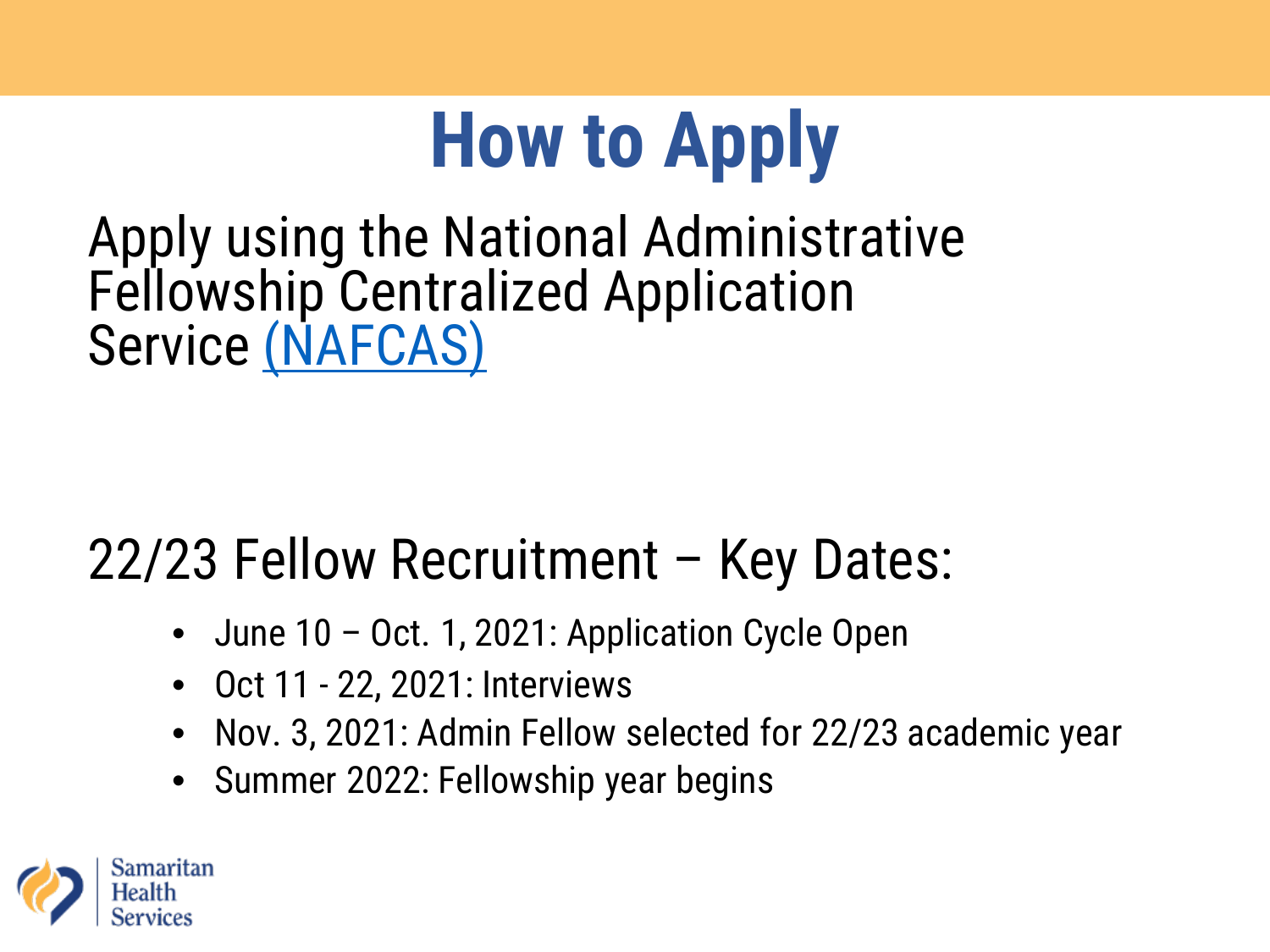# How to Apply

Apply using the National Administrative Fellowship Centralized Application Service (NAFCAS)

22/23 Fellow Recruitment – Key Dates:

- June 10 – Oct. 1, 2021: Application Cycle Open
- Oct 11 - 22, 2021: Interviews
- Nov. 3, 2021: Admin Fellow selected for 22/23 academic year
- Summer 2022: Fellowship year begins

Samaritan Health Services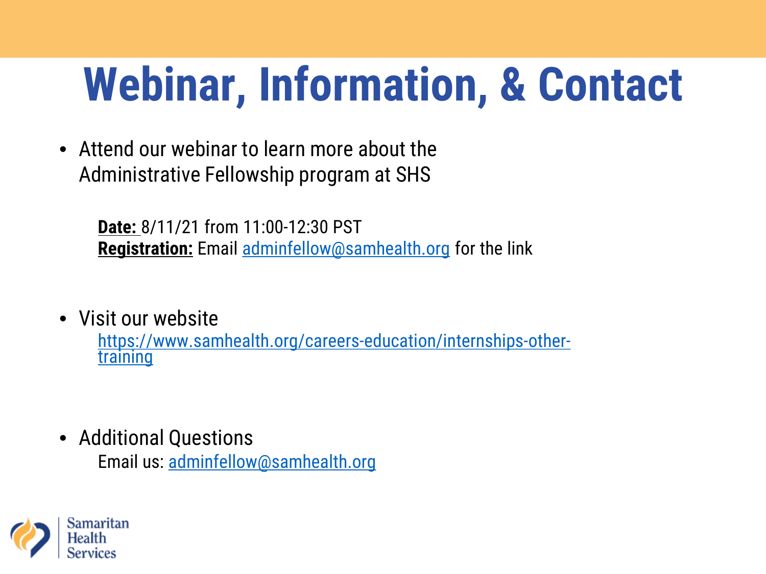# Webinar, Information, & Contact

- Attend our webinar to learn more about the Administrative Fellowship program at SHS

  **Date:** 8/11/21 from 11:00-12:30 PST
  **Registration:** Email adminfellow@samhealth.org for the link

- Visit our website
  https://www.samhealth.org/careers-education/internships-other-training

- Additional Questions
  Email us: adminfellow@samhealth.org

Samaritan Health Services